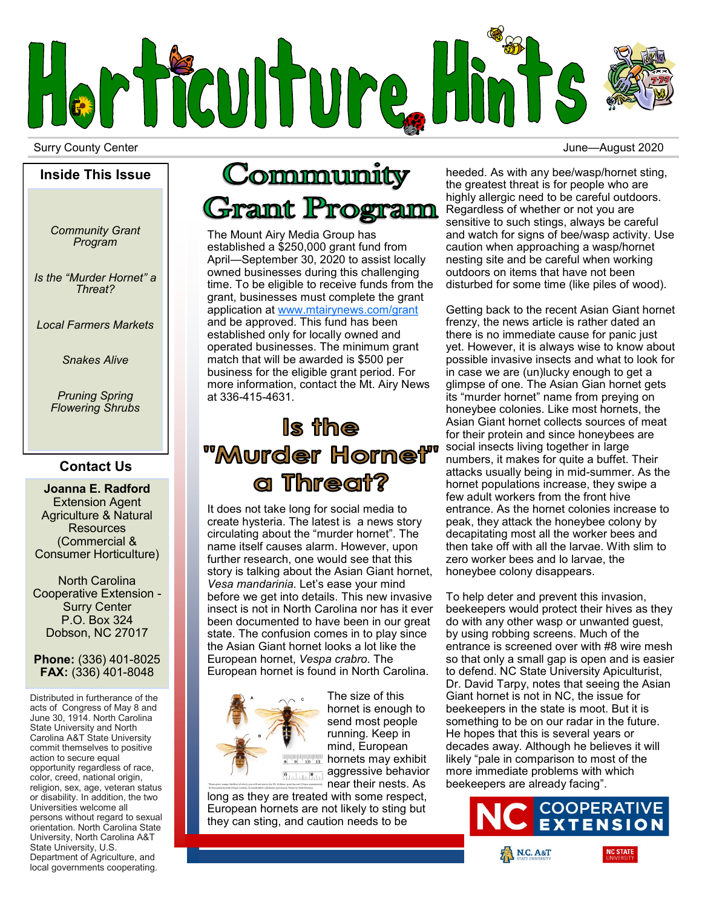# Horticulture Hints

Surry County Center

June—August 2020

## Inside This Issue

*Community Grant Program*

*Is the "Murder Hornet" a Threat?*

*Local Farmers Markets*

*Snakes Alive*

*Pruning Spring Flowering Shrubs*

## Contact Us

**Joanna E. Radford**
Extension Agent
Agriculture & Natural Resources
(Commercial & Consumer Horticulture)

North Carolina Cooperative Extension - Surry Center
P.O. Box 324
Dobson, NC 27017

**Phone:** (336) 401-8025
**FAX:** (336) 401-8048

Distributed in furtherance of the acts of Congress of May 8 and June 30, 1914. North Carolina State University and North Carolina A&T State University commit themselves to positive action to secure equal opportunity regardless of race, color, creed, national origin, religion, sex, age, veteran status or disability. In addition, the two Universities welcome all persons without regard to sexual orientation. North Carolina State University, North Carolina A&T State University, U.S. Department of Agriculture, and local governments cooperating.

# Community Grant Program

The Mount Airy Media Group has established a $250,000 grant fund from April—September 30, 2020 to assist locally owned businesses during this challenging time. To be eligible to receive funds from the grant, businesses must complete the grant application at www.mtairynews.com/grant and be approved. This fund has been established only for locally owned and operated businesses. The minimum grant match that will be awarded is $500 per business for the eligible grant period. For more information, contact the Mt. Airy News at 336-415-4631.

# Is the "Murder Hornet" a Threat?

It does not take long for social media to create hysteria. The latest is a news story circulating about the "murder hornet". The name itself causes alarm. However, upon further research, one would see that this story is talking about the Asian Giant hornet, *Vesa mandarinia*. Let's ease your mind before we get into details. This new invasive insect is not in North Carolina nor has it ever been documented to have been in our great state. The confusion comes in to play since the Asian Giant hornet looks a lot like the European hornet, *Vespa crabro*. The European hornet is found in North Carolina.

The size of this hornet is enough to send most people running. Keep in mind, European hornets may exhibit aggressive behavior near their nests. As long as they are treated with some respect, European hornets are not likely to sting but they can sting, and caution needs to be heeded. As with any bee/wasp/hornet sting, the greatest threat is for people who are highly allergic need to be careful outdoors. Regardless of whether or not you are sensitive to such stings, always be careful and watch for signs of bee/wasp activity. Use caution when approaching a wasp/hornet nesting site and be careful when working outdoors on items that have not been disturbed for some time (like piles of wood).

Getting back to the recent Asian Giant hornet frenzy, the news article is rather dated an there is no immediate cause for panic just yet. However, it is always wise to know about possible invasive insects and what to look for in case we are (un)lucky enough to get a glimpse of one. The Asian Gian hornet gets its "murder hornet" name from preying on honeybee colonies. Like most hornets, the Asian Giant hornet collects sources of meat for their protein and since honeybees are social insects living together in large numbers, it makes for quite a buffet. Their attacks usually being in mid-summer. As the hornet populations increase, they swipe a few adult workers from the front hive entrance. As the hornet colonies increase to peak, they attack the honeybee colony by decapitating most all the worker bees and then take off with all the larvae. With slim to zero worker bees and lo larvae, the honeybee colony disappears.

To help deter and prevent this invasion, beekeepers would protect their hives as they do with any other wasp or unwanted guest, by using robbing screens. Much of the entrance is screened over with #8 wire mesh so that only a small gap is open and is easier to defend. NC State University Apiculturist, Dr. David Tarpy, notes that seeing the Asian Giant hornet is not in NC, the issue for beekeepers in the state is moot. But it is something to be on our radar in the future. He hopes that this is several years or decades away. Although he believes it will likely "pale in comparison to most of the more immediate problems with which beekeepers are already facing".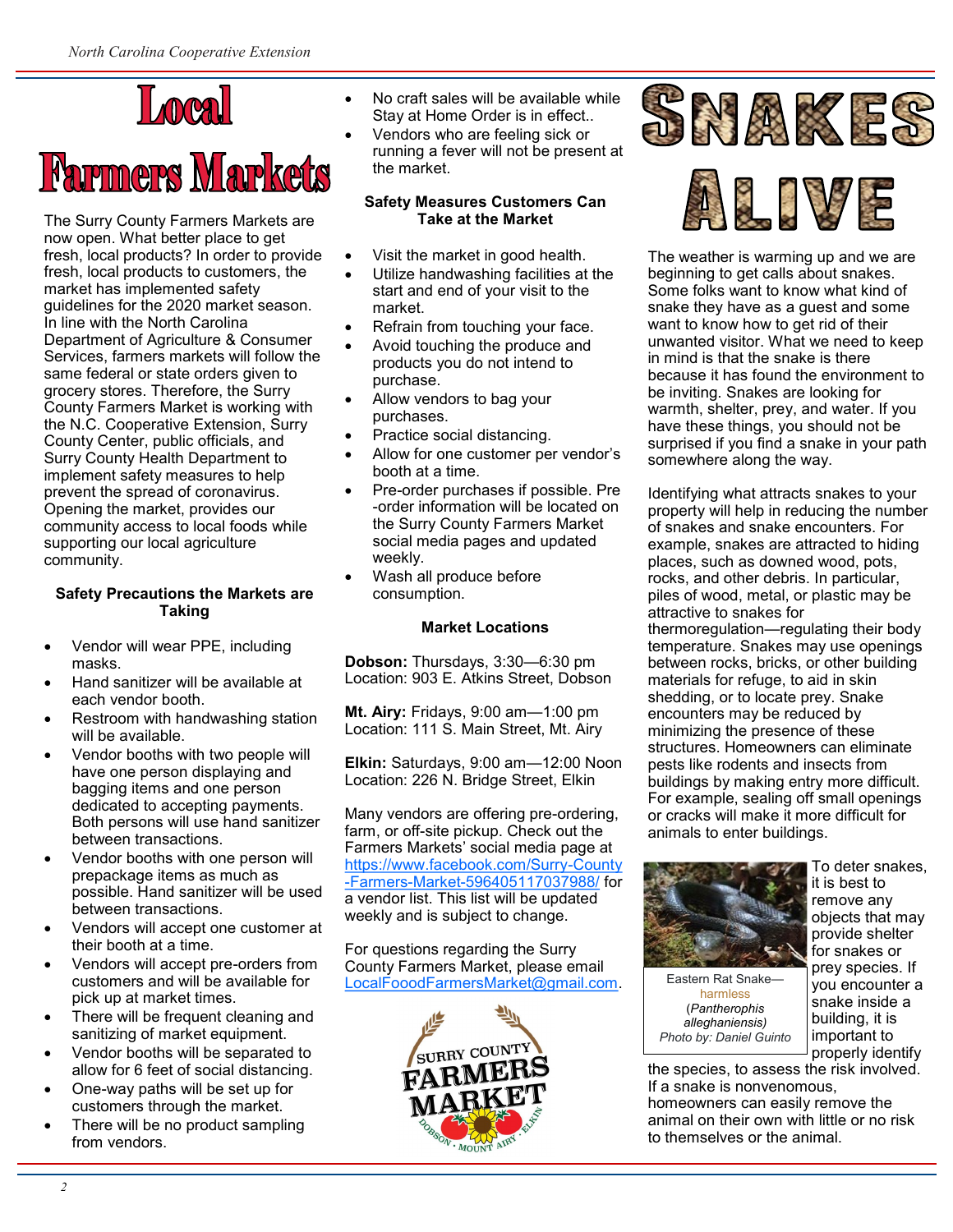# Local Farmers Markets

The Surry County Farmers Markets are now open. What better place to get fresh, local products? In order to provide fresh, local products to customers, the market has implemented safety guidelines for the 2020 market season. In line with the North Carolina Department of Agriculture & Consumer Services, farmers markets will follow the same federal or state orders given to grocery stores. Therefore, the Surry County Farmers Market is working with the N.C. Cooperative Extension, Surry County Center, public officials, and Surry County Health Department to implement safety measures to help prevent the spread of coronavirus. Opening the market, provides our community access to local foods while supporting our local agriculture community.

**Safety Precautions the Markets are Taking**

- Vendor will wear PPE, including masks.
- Hand sanitizer will be available at each vendor booth.
- Restroom with handwashing station will be available.
- Vendor booths with two people will have one person displaying and bagging items and one person dedicated to accepting payments. Both persons will use hand sanitizer between transactions.
- Vendor booths with one person will prepackage items as much as possible. Hand sanitizer will be used between transactions.
- Vendors will accept one customer at their booth at a time.
- Vendors will accept pre-orders from customers and will be available for pick up at market times.
- There will be frequent cleaning and sanitizing of market equipment.
- Vendor booths will be separated to allow for 6 feet of social distancing.
- One-way paths will be set up for customers through the market.
- There will be no product sampling from vendors.
- No craft sales will be available while Stay at Home Order is in effect..
- Vendors who are feeling sick or running a fever will not be present at the market.

**Safety Measures Customers Can Take at the Market**

- Visit the market in good health.
- Utilize handwashing facilities at the start and end of your visit to the market.
- Refrain from touching your face.
- Avoid touching the produce and products you do not intend to purchase.
- Allow vendors to bag your purchases.
- Practice social distancing.
- Allow for one customer per vendor's booth at a time.
- Pre-order purchases if possible. Pre-order information will be located on the Surry County Farmers Market social media pages and updated weekly.
- Wash all produce before consumption.

**Market Locations**

**Dobson:** Thursdays, 3:30—6:30 pm
Location: 903 E. Atkins Street, Dobson

**Mt. Airy:** Fridays, 9:00 am—1:00 pm
Location: 111 S. Main Street, Mt. Airy

**Elkin:** Saturdays, 9:00 am—12:00 Noon
Location: 226 N. Bridge Street, Elkin

Many vendors are offering pre-ordering, farm, or off-site pickup. Check out the Farmers Markets' social media page at https://www.facebook.com/Surry-County-Farmers-Market-596405117037988/ for a vendor list. This list will be updated weekly and is subject to change.

For questions regarding the Surry County Farmers Market, please email LocalFooodFarmersMarket@gmail.com.

SURRY COUNTY FARMERS MARKET
DOBSON · MOUNT AIRY · ELKIN

# Snakes Alive

The weather is warming up and we are beginning to get calls about snakes. Some folks want to know what kind of snake they have as a guest and some want to know how to get rid of their unwanted visitor. What we need to keep in mind is that the snake is there because it has found the environment to be inviting. Snakes are looking for warmth, shelter, prey, and water. If you have these things, you should not be surprised if you find a snake in your path somewhere along the way.

Identifying what attracts snakes to your property will help in reducing the number of snakes and snake encounters. For example, snakes are attracted to hiding places, such as downed wood, pots, rocks, and other debris. In particular, piles of wood, metal, or plastic may be attractive to snakes for thermoregulation—regulating their body temperature. Snakes may use openings between rocks, bricks, or other building materials for refuge, to aid in skin shedding, or to locate prey. Snake encounters may be reduced by minimizing the presence of these structures. Homeowners can eliminate pests like rodents and insects from buildings by making entry more difficult. For example, sealing off small openings or cracks will make it more difficult for animals to enter buildings.

Eastern Rat Snake—harmless (*Pantherophis alleghaniensis*) Photo by: Daniel Guinto

To deter snakes, it is best to remove any objects that may provide shelter for snakes or prey species. If you encounter a snake inside a building, it is important to properly identify the species, to assess the risk involved. If a snake is nonvenomous, homeowners can easily remove the animal on their own with little or no risk to themselves or the animal.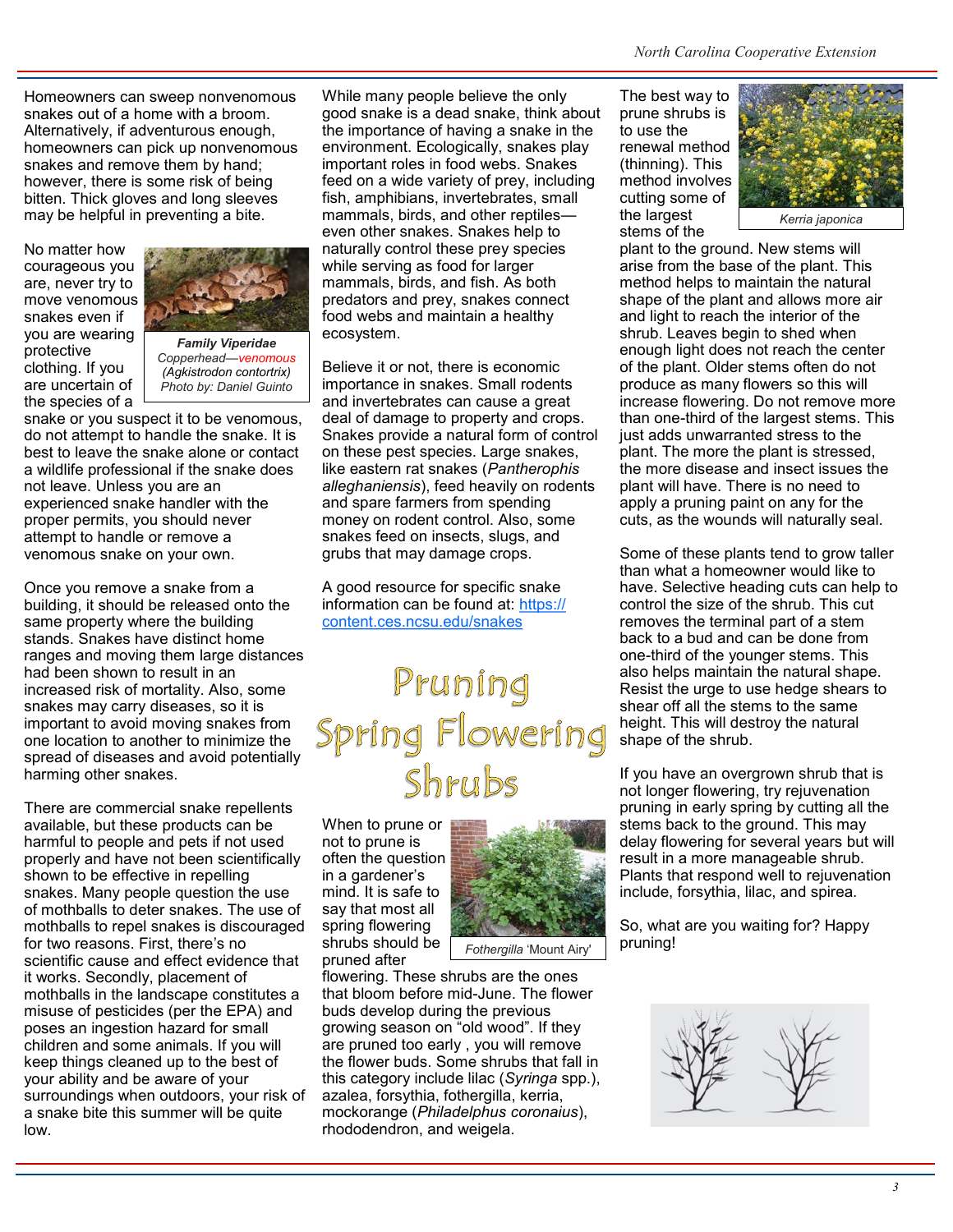Homeowners can sweep nonvenomous snakes out of a home with a broom. Alternatively, if adventurous enough, homeowners can pick up nonvenomous snakes and remove them by hand; however, there is some risk of being bitten. Thick gloves and long sleeves may be helpful in preventing a bite.

No matter how courageous you are, never try to move venomous snakes even if you are wearing protective clothing. If you are uncertain of the species of a snake or you suspect it to be venomous, do not attempt to handle the snake. It is best to leave the snake alone or contact a wildlife professional if the snake does not leave. Unless you are an experienced snake handler with the proper permits, you should never attempt to handle or remove a venomous snake on your own.

**Family Viperidae**
*Copperhead—venomous*
*(Agkistrodon contortrix)*
*Photo by: Daniel Guinto*

Once you remove a snake from a building, it should be released onto the same property where the building stands. Snakes have distinct home ranges and moving them large distances had been shown to result in an increased risk of mortality. Also, some snakes may carry diseases, so it is important to avoid moving snakes from one location to another to minimize the spread of diseases and avoid potentially harming other snakes.

There are commercial snake repellents available, but these products can be harmful to people and pets if not used properly and have not been scientifically shown to be effective in repelling snakes. Many people question the use of mothballs to deter snakes. The use of mothballs to repel snakes is discouraged for two reasons. First, there's no scientific cause and effect evidence that it works. Secondly, placement of mothballs in the landscape constitutes a misuse of pesticides (per the EPA) and poses an ingestion hazard for small children and some animals. If you will keep things cleaned up to the best of your ability and be aware of your surroundings when outdoors, your risk of a snake bite this summer will be quite low.

While many people believe the only good snake is a dead snake, think about the importance of having a snake in the environment. Ecologically, snakes play important roles in food webs. Snakes feed on a wide variety of prey, including fish, amphibians, invertebrates, small mammals, birds, and other reptiles—even other snakes. Snakes help to naturally control these prey species while serving as food for larger mammals, birds, and fish. As both predators and prey, snakes connect food webs and maintain a healthy ecosystem.

Believe it or not, there is economic importance in snakes. Small rodents and invertebrates can cause a great deal of damage to property and crops. Snakes provide a natural form of control on these pest species. Large snakes, like eastern rat snakes (*Pantherophis alleghaniensis*), feed heavily on rodents and spare farmers from spending money on rodent control. Also, some snakes feed on insects, slugs, and grubs that may damage crops.

A good resource for specific snake information can be found at: https://content.ces.ncsu.edu/snakes

# Pruning Spring Flowering Shrubs

When to prune or not to prune is often the question in a gardener's mind. It is safe to say that most all spring flowering shrubs should be pruned after flowering. These shrubs are the ones that bloom before mid-June. The flower buds develop during the previous growing season on "old wood". If they are pruned too early , you will remove the flower buds. Some shrubs that fall in this category include lilac (*Syringa* spp.), azalea, forsythia, fothergilla, kerria, mockorange (*Philadelphus coronaius*), rhododendron, and weigela.

*Fothergilla* 'Mount Airy'

The best way to prune shrubs is to use the renewal method (thinning). This method involves cutting some of the largest stems of the plant to the ground. New stems will arise from the base of the plant. This method helps to maintain the natural shape of the plant and allows more air and light to reach the interior of the shrub. Leaves begin to shed when enough light does not reach the center of the plant. Older stems often do not produce as many flowers so this will increase flowering. Do not remove more than one-third of the largest stems. This just adds unwarranted stress to the plant. The more the plant is stressed, the more disease and insect issues the plant will have. There is no need to apply a pruning paint on any for the cuts, as the wounds will naturally seal.

*Kerria japonica*

Some of these plants tend to grow taller than what a homeowner would like to have. Selective heading cuts can help to control the size of the shrub. This cut removes the terminal part of a stem back to a bud and can be done from one-third of the younger stems. This also helps maintain the natural shape. Resist the urge to use hedge shears to shear off all the stems to the same height. This will destroy the natural shape of the shrub.

If you have an overgrown shrub that is not longer flowering, try rejuvenation pruning in early spring by cutting all the stems back to the ground. This may delay flowering for several years but will result in a more manageable shrub. Plants that respond well to rejuvenation include, forsythia, lilac, and spirea.

So, what are you waiting for? Happy pruning!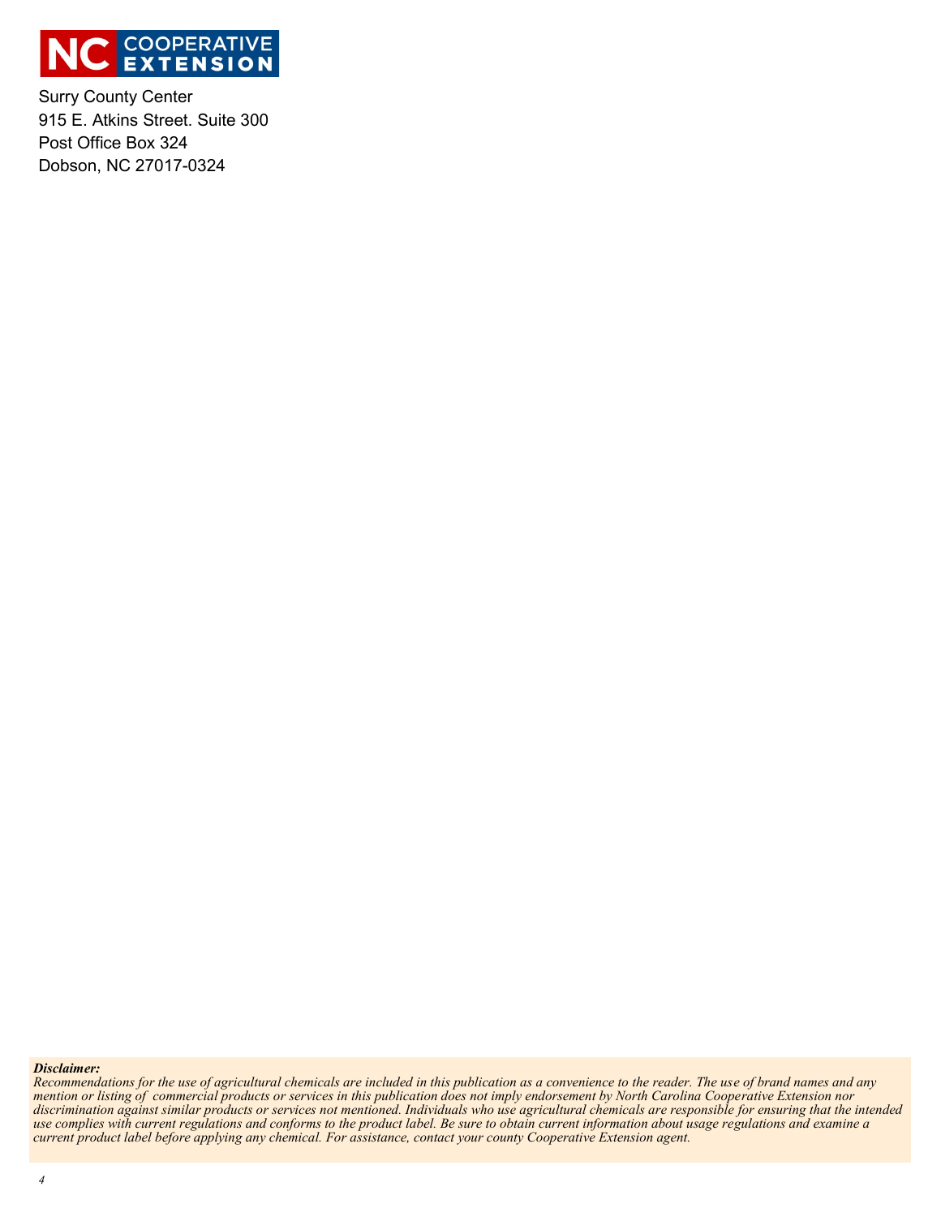NC COOPERATIVE EXTENSION

Surry County Center
915 E. Atkins Street. Suite 300
Post Office Box 324
Dobson, NC 27017-0324

***Disclaimer:***
*Recommendations for the use of agricultural chemicals are included in this publication as a convenience to the reader. The use of brand names and any mention or listing of commercial products or services in this publication does not imply endorsement by North Carolina Cooperative Extension nor discrimination against similar products or services not mentioned. Individuals who use agricultural chemicals are responsible for ensuring that the intended use complies with current regulations and conforms to the product label. Be sure to obtain current information about usage regulations and examine a current product label before applying any chemical. For assistance, contact your county Cooperative Extension agent.*